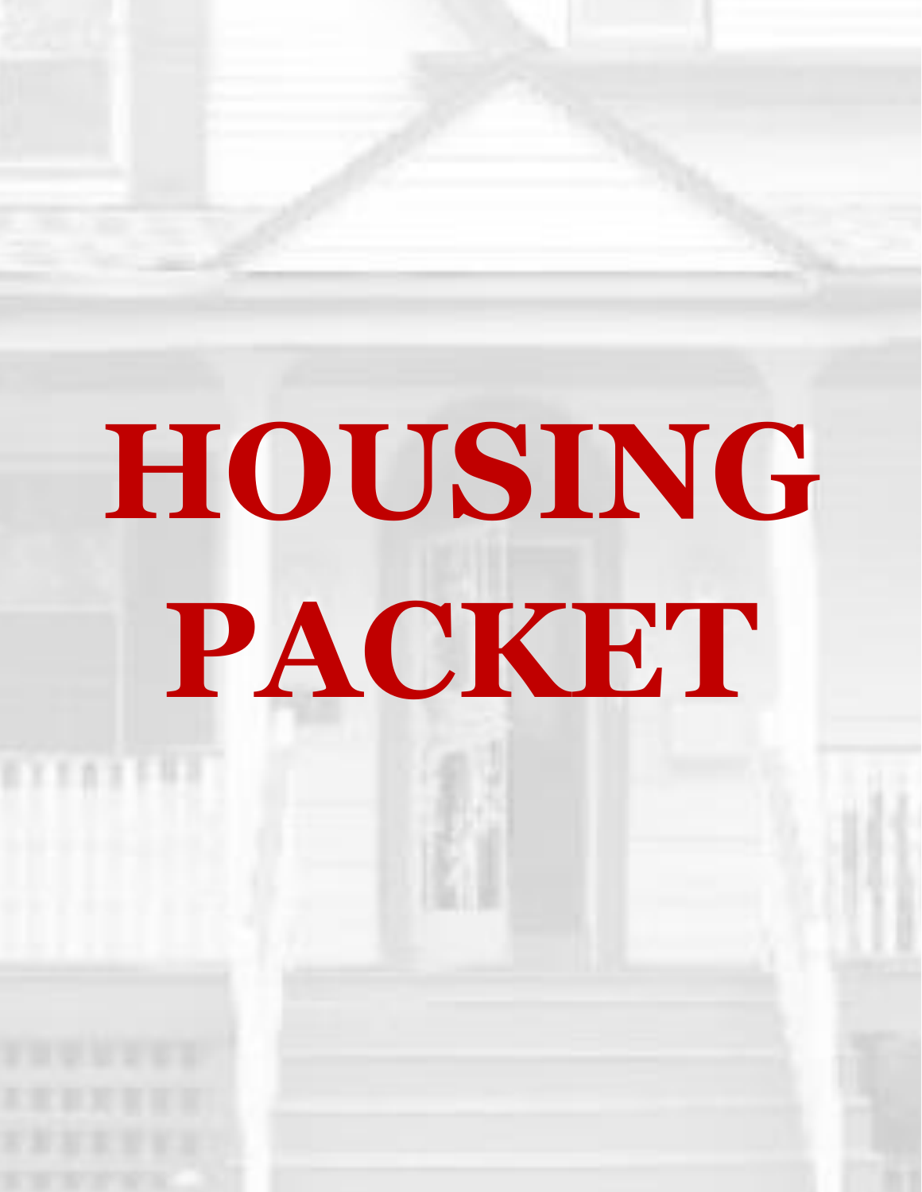# HOUSING PACKET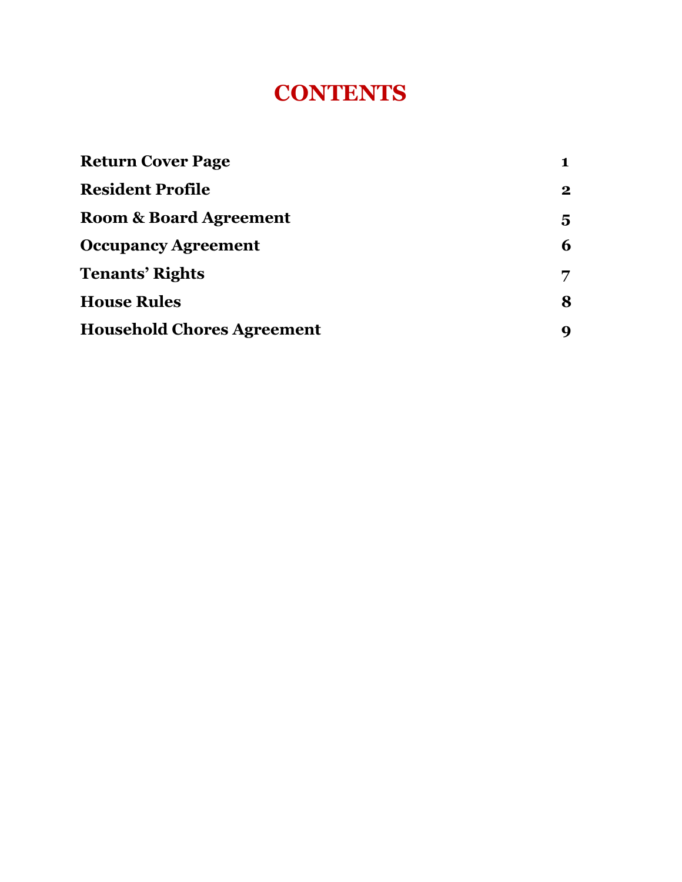# CONTENTS

| | |
|---|---|
| **Return Cover Page** | **1** |
| **Resident Profile** | **2** |
| **Room & Board Agreement** | **5** |
| **Occupancy Agreement** | **6** |
| **Tenants' Rights** | **7** |
| **House Rules** | **8** |
| **Household Chores Agreement** | **9** |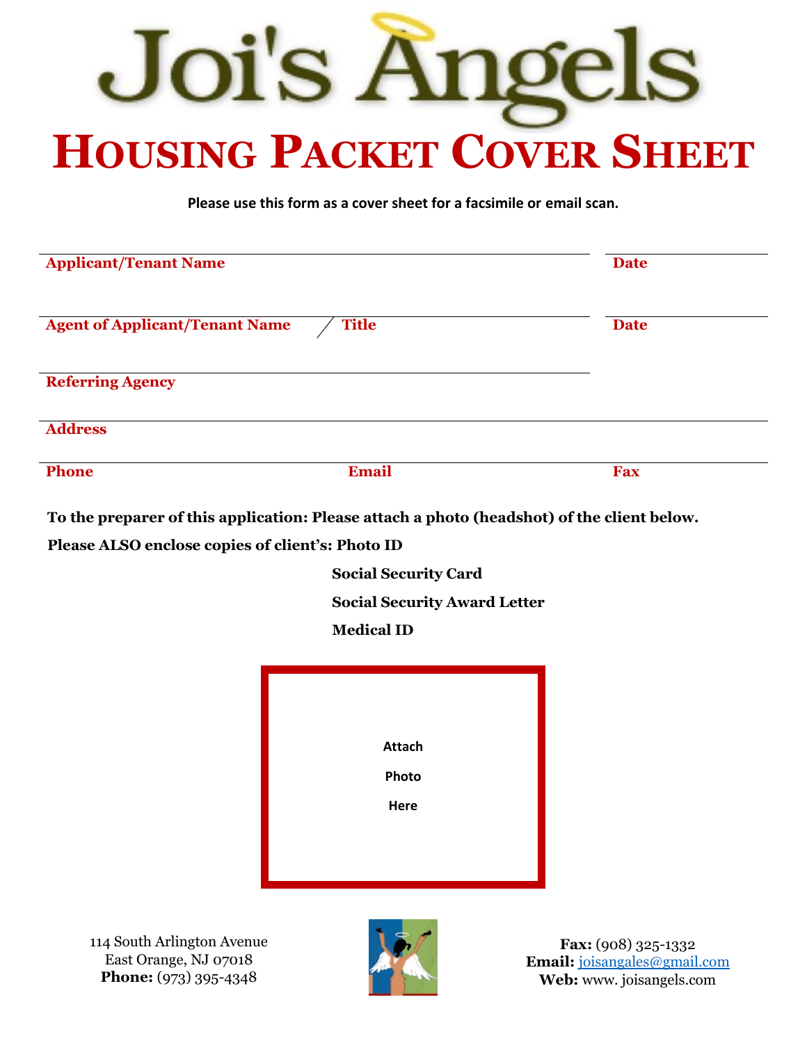# Joi's Angels

# Housing Packet Cover Sheet

**Please use this form as a cover sheet for a facsimile or email scan.**

**Applicant/Tenant Name** ______________________________ **Date** __________

**Agent of Applicant/Tenant Name / Title** ______________________________ **Date** __________

**Referring Agency** ______________________________

**Address** ______________________________

**Phone** __________ **Email** __________ **Fax** __________

**To the preparer of this application: Please attach a photo (headshot) of the client below.**

**Please ALSO enclose copies of client's: Photo ID**

**Social Security Card**

**Social Security Award Letter**

**Medical ID**

**Attach**

**Photo**

**Here**

114 South Arlington Avenue
East Orange, NJ 07018
**Phone:** (973) 395-4348

**Fax:** (908) 325-1332
**Email:** joisangales@gmail.com
**Web:** www. joisangels.com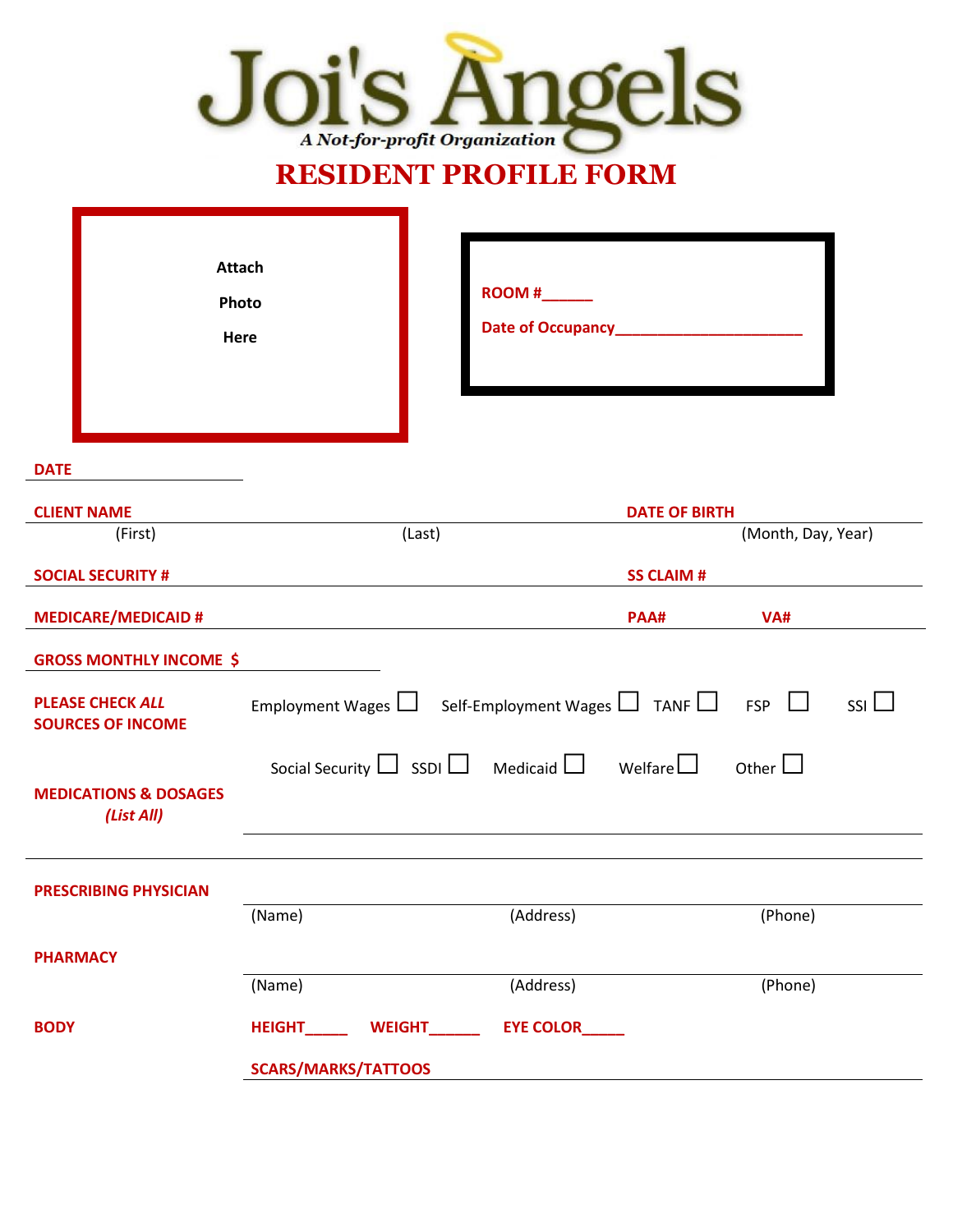# Joi's Angels

*A Not-for-profit Organization*

## RESIDENT PROFILE FORM

Attach

Photo

Here

**ROOM #______**

**Date of Occupancy______________________**

**DATE** ____________________

**CLIENT NAME** ________________________________________ **DATE OF BIRTH** ____________________

(First) (Last) (Month, Day, Year)

**SOCIAL SECURITY #** ________________________________ **SS CLAIM #** ____________________

**MEDICARE/MEDICAID #** ____________________________ **PAA#** __________ **VA#** __________

**GROSS MONTHLY INCOME $** ____________________

**PLEASE CHECK *ALL* SOURCES OF INCOME**

Employment Wages ☐ Self-Employment Wages ☐ TANF ☐ FSP ☐ SSI ☐

Social Security ☐ SSDI ☐ Medicaid ☐ Welfare ☐ Other ☐

**MEDICATIONS & DOSAGES**
***(List All)***

______________________________________________________________

______________________________________________________________

**PRESCRIBING PHYSICIAN**

______________________________________________________________

(Name) (Address) (Phone)

**PHARMACY**

______________________________________________________________

(Name) (Address) (Phone)

**BODY**

**HEIGHT_____ WEIGHT______ EYE COLOR_____**

**SCARS/MARKS/TATTOOS** ________________________________________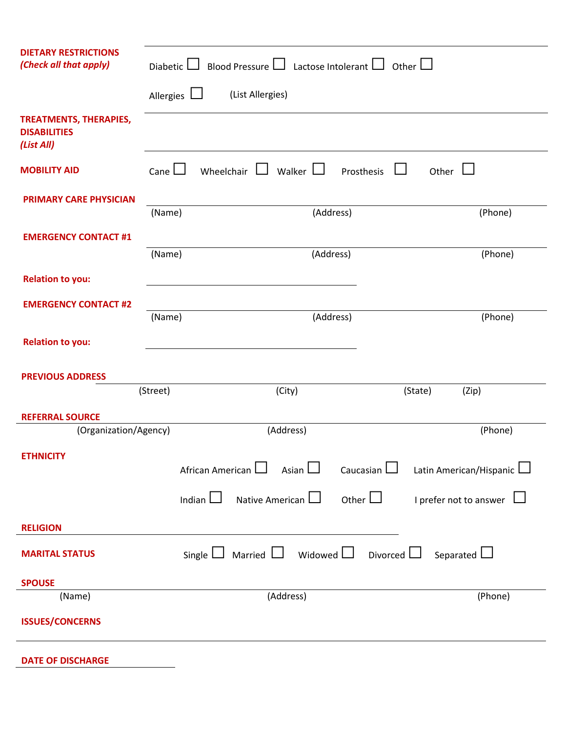**DIETARY RESTRICTIONS**
***(Check all that apply)***

Diabetic ☐ Blood Pressure ☐ Lactose Intolerant ☐ Other ☐

Allergies ☐ (List Allergies)

**TREATMENTS, THERAPIES, DISABILITIES**
***(List All)***

**MOBILITY AID** Cane ☐ Wheelchair ☐ Walker ☐ Prosthesis ☐ Other ☐

**PRIMARY CARE PHYSICIAN**

(Name) (Address) (Phone)

**EMERGENCY CONTACT #1**

(Name) (Address) (Phone)

**Relation to you:**

**EMERGENCY CONTACT #2**

(Name) (Address) (Phone)

**Relation to you:**

**PREVIOUS ADDRESS**

(Street) (City) (State) (Zip)

**REFERRAL SOURCE**

(Organization/Agency) (Address) (Phone)

**ETHNICITY**

African American ☐ Asian ☐ Caucasian ☐ Latin American/Hispanic ☐

Indian ☐ Native American ☐ Other ☐ I prefer not to answer ☐

**RELIGION**

**MARITAL STATUS** Single ☐ Married ☐ Widowed ☐ Divorced ☐ Separated ☐

**SPOUSE**

(Name) (Address) (Phone)

**ISSUES/CONCERNS**

**DATE OF DISCHARGE**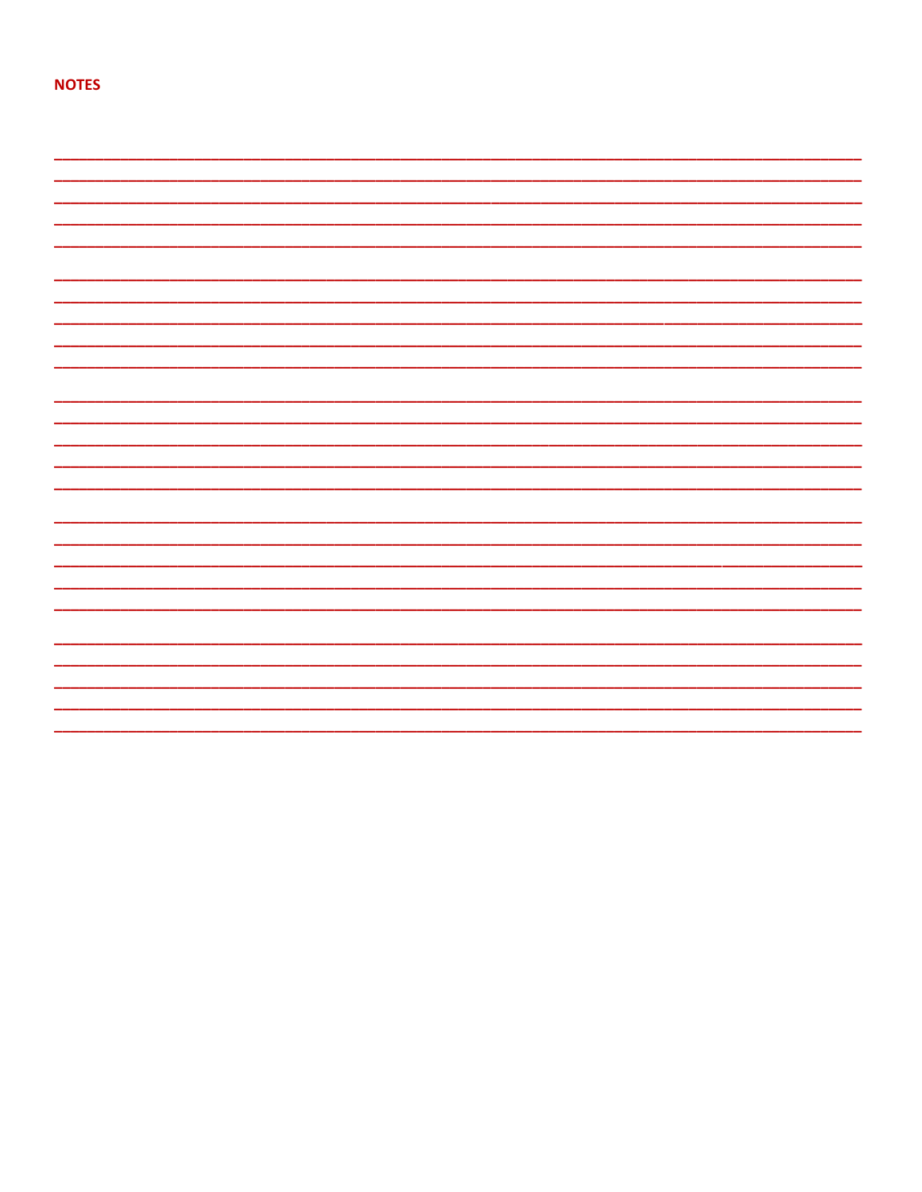**NOTES**

______________________________________________________________________________
______________________________________________________________________________
______________________________________________________________________________
______________________________________________________________________________
______________________________________________________________________________

______________________________________________________________________________
______________________________________________________________________________
______________________________________________________________________________
______________________________________________________________________________
______________________________________________________________________________

______________________________________________________________________________
______________________________________________________________________________
______________________________________________________________________________
______________________________________________________________________________
______________________________________________________________________________

______________________________________________________________________________
______________________________________________________________________________
______________________________________________________________________________
______________________________________________________________________________
______________________________________________________________________________

______________________________________________________________________________
______________________________________________________________________________
______________________________________________________________________________
______________________________________________________________________________
______________________________________________________________________________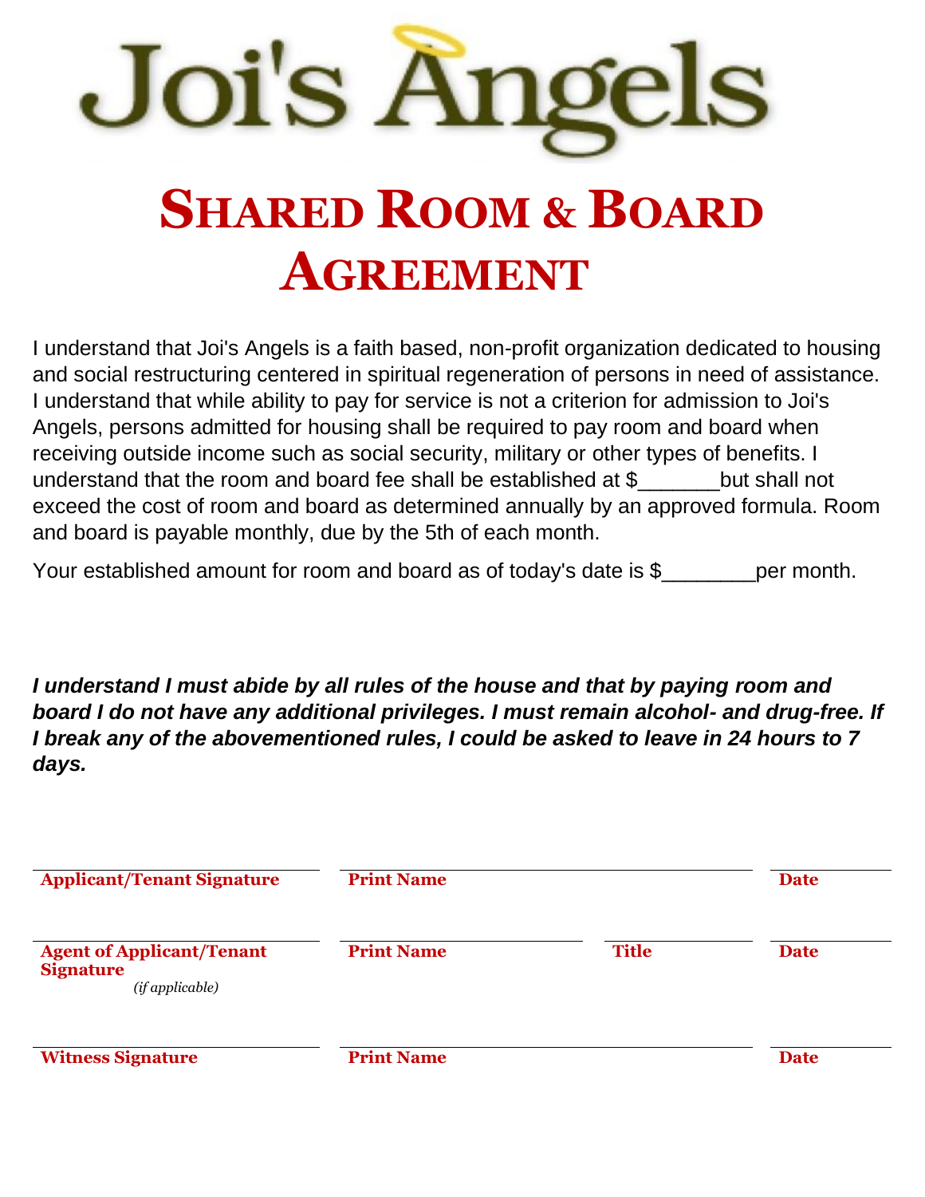# Joi's Angels

# SHARED ROOM & BOARD AGREEMENT

I understand that Joi's Angels is a faith based, non-profit organization dedicated to housing and social restructuring centered in spiritual regeneration of persons in need of assistance. I understand that while ability to pay for service is not a criterion for admission to Joi's Angels, persons admitted for housing shall be required to pay room and board when receiving outside income such as social security, military or other types of benefits. I understand that the room and board fee shall be established at $_______but shall not exceed the cost of room and board as determined annually by an approved formula. Room and board is payable monthly, due by the 5th of each month.

Your established amount for room and board as of today's date is $________per month.

***I understand I must abide by all rules of the house and that by paying room and board I do not have any additional privileges. I must remain alcohol- and drug-free. If I break any of the abovementioned rules, I could be asked to leave in 24 hours to 7 days.***

| **Applicant/Tenant Signature** | **Print Name** | | **Date** |
|---|---|---|---|
| **Agent of Applicant/Tenant Signature** *(if applicable)* | **Print Name** | **Title** | **Date** |
| **Witness Signature** | **Print Name** | | **Date** |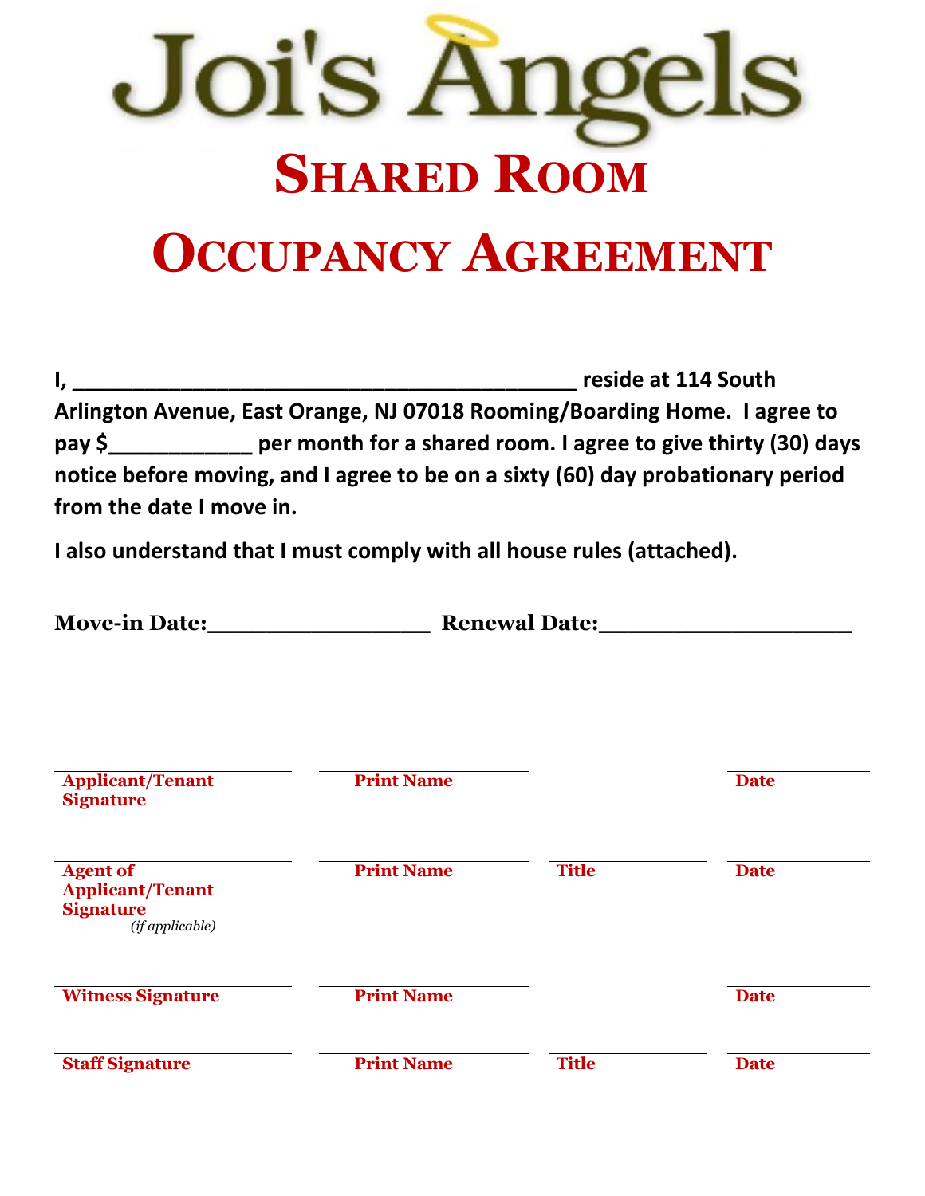# Joi's Angels

# Shared Room Occupancy Agreement

**I, ________________________________________ reside at 114 South Arlington Avenue, East Orange, NJ 07018 Rooming/Boarding Home. I agree to pay $___________ per month for a shared room. I agree to give thirty (30) days notice before moving, and I agree to be on a sixty (60) day probationary period from the date I move in.**

**I also understand that I must comply with all house rules (attached).**

**Move-in Date:________________ Renewal Date:__________________**

| | | | |
|---|---|---|---|
| **Applicant/Tenant Signature** | **Print Name** | | **Date** |
| **Agent of Applicant/Tenant Signature** *(if applicable)* | **Print Name** | **Title** | **Date** |
| **Witness Signature** | **Print Name** | | **Date** |
| **Staff Signature** | **Print Name** | **Title** | **Date** |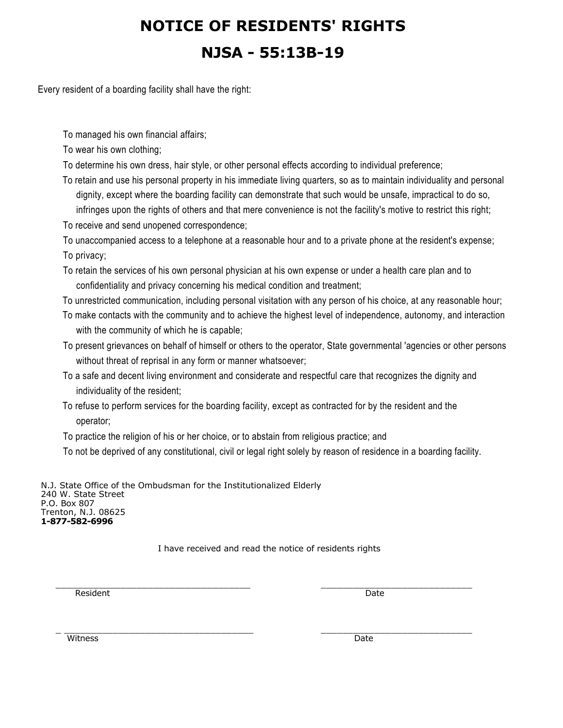# NOTICE OF RESIDENTS' RIGHTS

# NJSA - 55:13B-19

Every resident of a boarding facility shall have the right:

- To managed his own financial affairs;
- To wear his own clothing;
- To determine his own dress, hair style, or other personal effects according to individual preference;
- To retain and use his personal property in his immediate living quarters, so as to maintain individuality and personal dignity, except where the boarding facility can demonstrate that such would be unsafe, impractical to do so, infringes upon the rights of others and that mere convenience is not the facility's motive to restrict this right;
- To receive and send unopened correspondence;
- To unaccompanied access to a telephone at a reasonable hour and to a private phone at the resident's expense;
- To privacy;
- To retain the services of his own personal physician at his own expense or under a health care plan and to confidentiality and privacy concerning his medical condition and treatment;
- To unrestricted communication, including personal visitation with any person of his choice, at any reasonable hour;
- To make contacts with the community and to achieve the highest level of independence, autonomy, and interaction with the community of which he is capable;
- To present grievances on behalf of himself or others to the operator, State governmental 'agencies or other persons without threat of reprisal in any form or manner whatsoever;
- To a safe and decent living environment and considerate and respectful care that recognizes the dignity and individuality of the resident;
- To refuse to perform services for the boarding facility, except as contracted for by the resident and the operator;
- To practice the religion of his or her choice, or to abstain from religious practice; and
- To not be deprived of any constitutional, civil or legal right solely by reason of residence in a boarding facility.

N.J. State Office of the Ombudsman for the Institutionalized Elderly
240 W. State Street
P.O. Box 807
Trenton, N.J. 08625
**1-877-582-6996**

I have received and read the notice of residents rights

_______________________________________ Resident &nbsp;&nbsp;&nbsp;&nbsp;&nbsp;&nbsp;&nbsp;&nbsp; _______________________________ Date

_______________________________________ Witness &nbsp;&nbsp;&nbsp;&nbsp;&nbsp;&nbsp;&nbsp;&nbsp; _______________________________ Date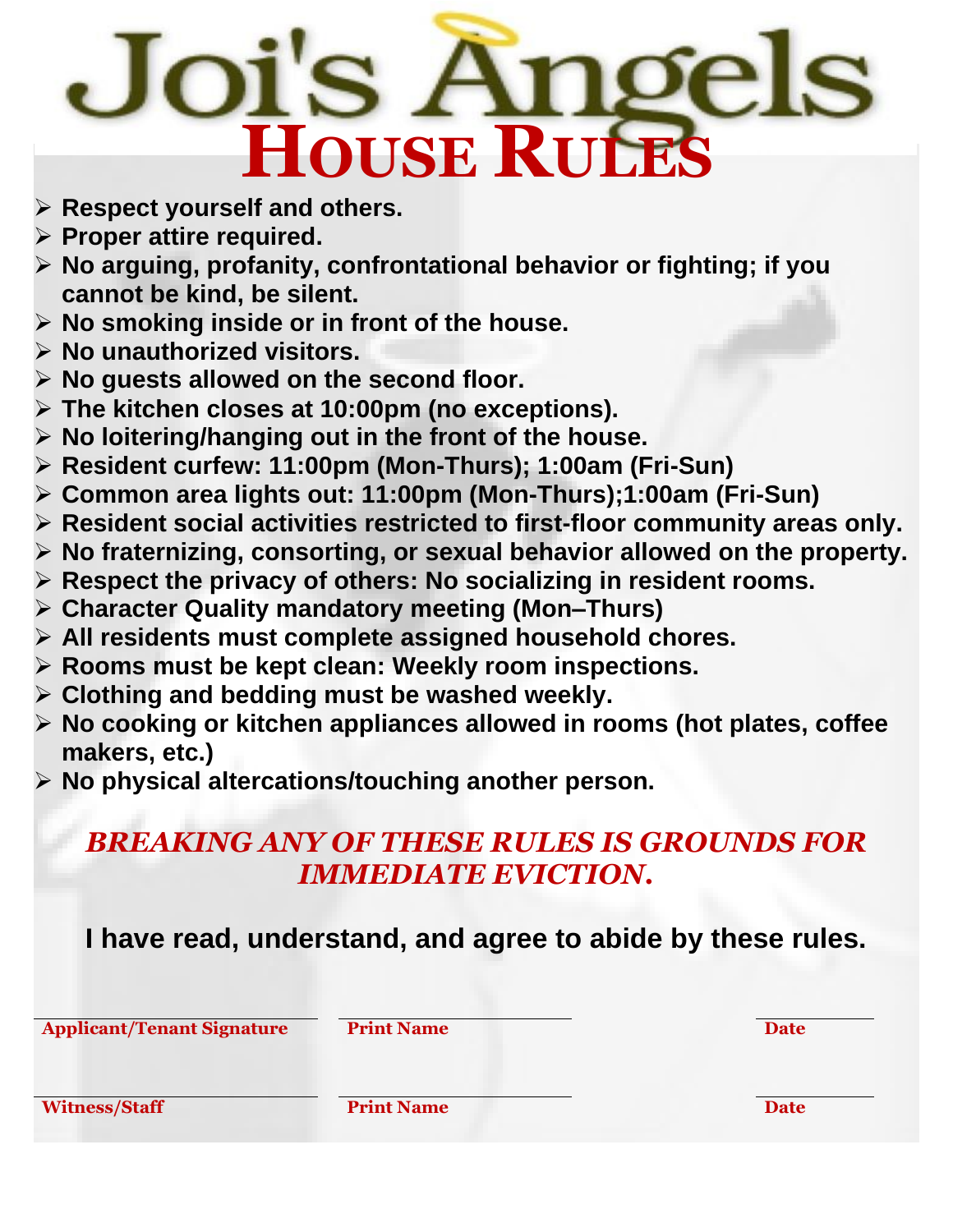# Joi's Angels

## HOUSE RULES

- **Respect yourself and others.**
- **Proper attire required.**
- **No arguing, profanity, confrontational behavior or fighting; if you cannot be kind, be silent.**
- **No smoking inside or in front of the house.**
- **No unauthorized visitors.**
- **No guests allowed on the second floor.**
- **The kitchen closes at 10:00pm (no exceptions).**
- **No loitering/hanging out in the front of the house.**
- **Resident curfew: 11:00pm (Mon-Thurs); 1:00am (Fri-Sun)**
- **Common area lights out: 11:00pm (Mon-Thurs);1:00am (Fri-Sun)**
- **Resident social activities restricted to first-floor community areas only.**
- **No fraternizing, consorting, or sexual behavior allowed on the property.**
- **Respect the privacy of others: No socializing in resident rooms.**
- **Character Quality mandatory meeting (Mon–Thurs)**
- **All residents must complete assigned household chores.**
- **Rooms must be kept clean: Weekly room inspections.**
- **Clothing and bedding must be washed weekly.**
- **No cooking or kitchen appliances allowed in rooms (hot plates, coffee makers, etc.)**
- **No physical altercations/touching another person.**

***BREAKING ANY OF THESE RULES IS GROUNDS FOR IMMEDIATE EVICTION.***

**I have read, understand, and agree to abide by these rules.**

| | | |
|---|---|---|
| **Applicant/Tenant Signature** | **Print Name** | **Date** |
| **Witness/Staff** | **Print Name** | **Date** |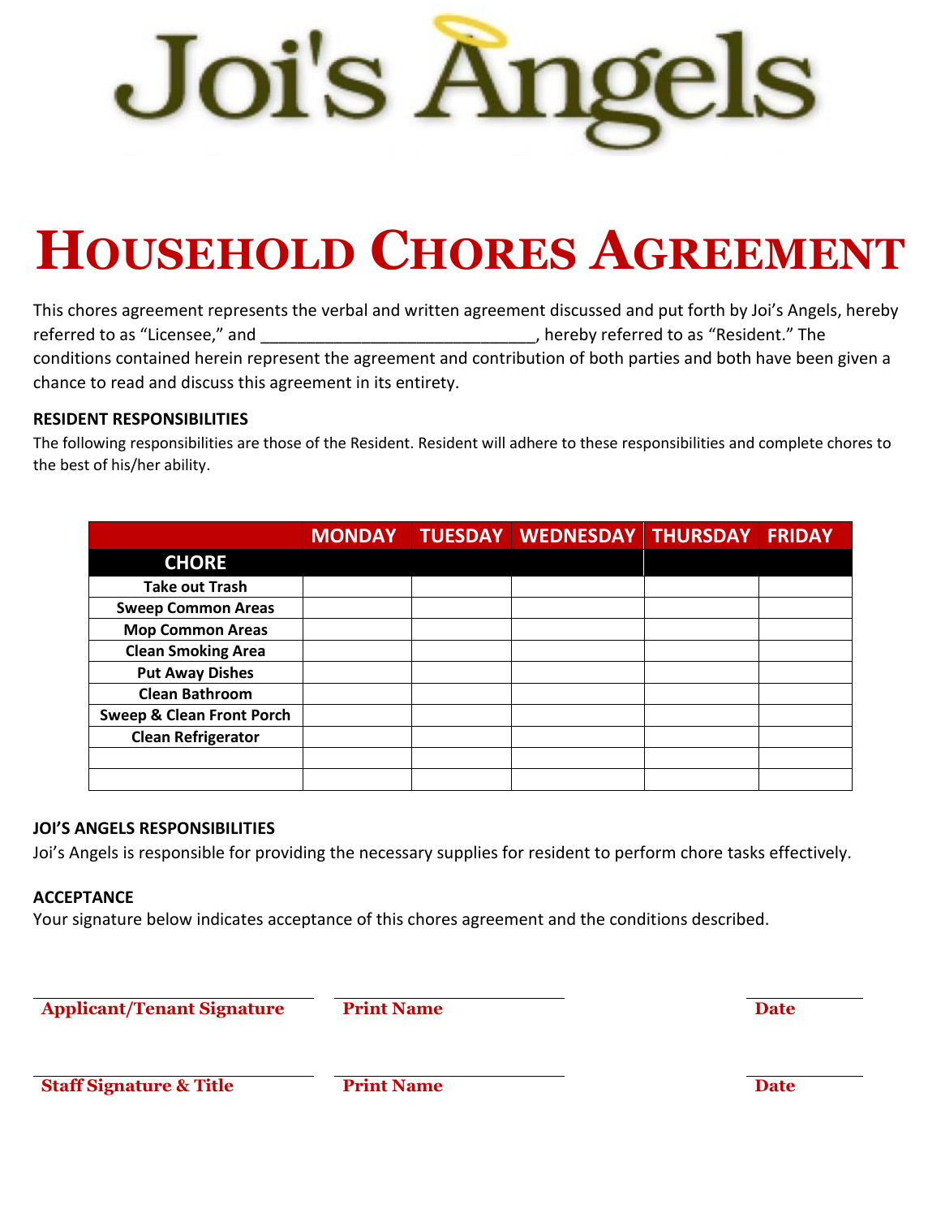Joi's Angels

# Household Chores Agreement

This chores agreement represents the verbal and written agreement discussed and put forth by Joi's Angels, hereby referred to as "Licensee," and ______________________________, hereby referred to as "Resident." The conditions contained herein represent the agreement and contribution of both parties and both have been given a chance to read and discuss this agreement in its entirety.

**RESIDENT RESPONSIBILITIES**

The following responsibilities are those of the Resident. Resident will adhere to these responsibilities and complete chores to the best of his/her ability.

| CHORE | MONDAY | TUESDAY | WEDNESDAY | THURSDAY | FRIDAY |
|---|---|---|---|---|---|
| Take out Trash | | | | | |
| Sweep Common Areas | | | | | |
| Mop Common Areas | | | | | |
| Clean Smoking Area | | | | | |
| Put Away Dishes | | | | | |
| Clean Bathroom | | | | | |
| Sweep & Clean Front Porch | | | | | |
| Clean Refrigerator | | | | | |
| | | | | | |
| | | | | | |

**JOI'S ANGELS RESPONSIBILITIES**

Joi's Angels is responsible for providing the necessary supplies for resident to perform chore tasks effectively.

**ACCEPTANCE**

Your signature below indicates acceptance of this chores agreement and the conditions described.

______________________ ______________________ ______________________

**Applicant/Tenant Signature** **Print Name** **Date**

______________________ ______________________ ______________________

**Staff Signature & Title** **Print Name** **Date**